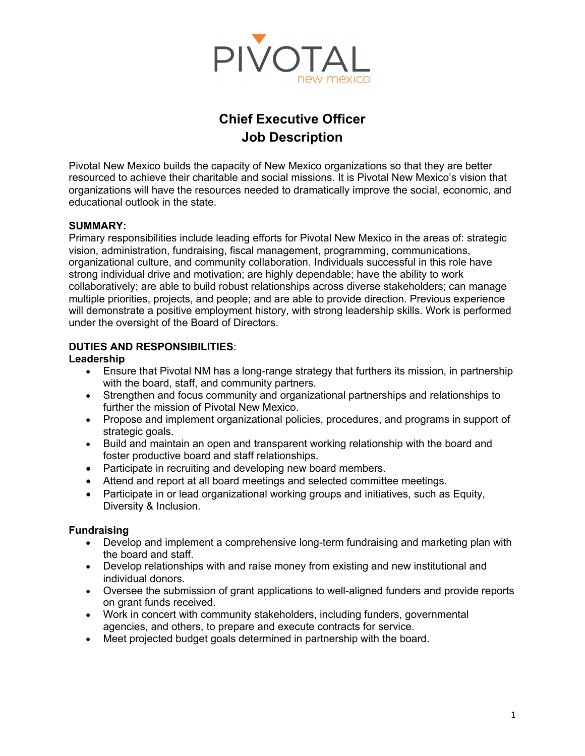PIVOTAL
new mexico

# Chief Executive Officer
# Job Description

Pivotal New Mexico builds the capacity of New Mexico organizations so that they are better resourced to achieve their charitable and social missions. It is Pivotal New Mexico's vision that organizations will have the resources needed to dramatically improve the social, economic, and educational outlook in the state.

**SUMMARY:**
Primary responsibilities include leading efforts for Pivotal New Mexico in the areas of: strategic vision, administration, fundraising, fiscal management, programming, communications, organizational culture, and community collaboration. Individuals successful in this role have strong individual drive and motivation; are highly dependable; have the ability to work collaboratively; are able to build robust relationships across diverse stakeholders; can manage multiple priorities, projects, and people; and are able to provide direction. Previous experience will demonstrate a positive employment history, with strong leadership skills. Work is performed under the oversight of the Board of Directors.

**DUTIES AND RESPONSIBILITIES**:

**Leadership**

- Ensure that Pivotal NM has a long-range strategy that furthers its mission, in partnership with the board, staff, and community partners.
- Strengthen and focus community and organizational partnerships and relationships to further the mission of Pivotal New Mexico.
- Propose and implement organizational policies, procedures, and programs in support of strategic goals.
- Build and maintain an open and transparent working relationship with the board and foster productive board and staff relationships.
- Participate in recruiting and developing new board members.
- Attend and report at all board meetings and selected committee meetings.
- Participate in or lead organizational working groups and initiatives, such as Equity, Diversity & Inclusion.

**Fundraising**

- Develop and implement a comprehensive long-term fundraising and marketing plan with the board and staff.
- Develop relationships with and raise money from existing and new institutional and individual donors.
- Oversee the submission of grant applications to well-aligned funders and provide reports on grant funds received.
- Work in concert with community stakeholders, including funders, governmental agencies, and others, to prepare and execute contracts for service.
- Meet projected budget goals determined in partnership with the board.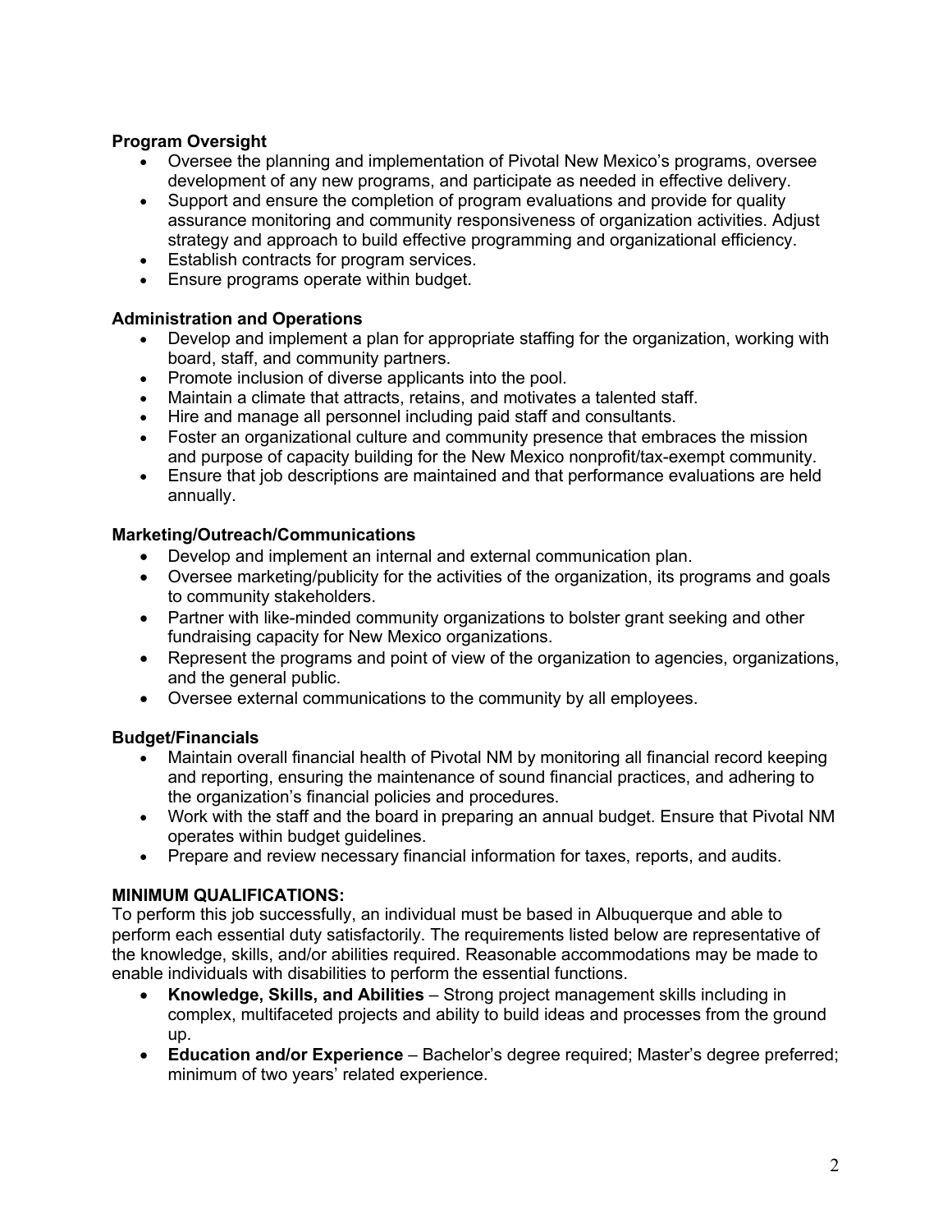**Program Oversight**

- Oversee the planning and implementation of Pivotal New Mexico's programs, oversee development of any new programs, and participate as needed in effective delivery.
- Support and ensure the completion of program evaluations and provide for quality assurance monitoring and community responsiveness of organization activities. Adjust strategy and approach to build effective programming and organizational efficiency.
- Establish contracts for program services.
- Ensure programs operate within budget.

**Administration and Operations**

- Develop and implement a plan for appropriate staffing for the organization, working with board, staff, and community partners.
- Promote inclusion of diverse applicants into the pool.
- Maintain a climate that attracts, retains, and motivates a talented staff.
- Hire and manage all personnel including paid staff and consultants.
- Foster an organizational culture and community presence that embraces the mission and purpose of capacity building for the New Mexico nonprofit/tax-exempt community.
- Ensure that job descriptions are maintained and that performance evaluations are held annually.

**Marketing/Outreach/Communications**

- Develop and implement an internal and external communication plan.
- Oversee marketing/publicity for the activities of the organization, its programs and goals to community stakeholders.
- Partner with like-minded community organizations to bolster grant seeking and other fundraising capacity for New Mexico organizations.
- Represent the programs and point of view of the organization to agencies, organizations, and the general public.
- Oversee external communications to the community by all employees.

**Budget/Financials**

- Maintain overall financial health of Pivotal NM by monitoring all financial record keeping and reporting, ensuring the maintenance of sound financial practices, and adhering to the organization's financial policies and procedures.
- Work with the staff and the board in preparing an annual budget. Ensure that Pivotal NM operates within budget guidelines.
- Prepare and review necessary financial information for taxes, reports, and audits.

**MINIMUM QUALIFICATIONS:**

To perform this job successfully, an individual must be based in Albuquerque and able to perform each essential duty satisfactorily. The requirements listed below are representative of the knowledge, skills, and/or abilities required. Reasonable accommodations may be made to enable individuals with disabilities to perform the essential functions.

- **Knowledge, Skills, and Abilities** – Strong project management skills including in complex, multifaceted projects and ability to build ideas and processes from the ground up.
- **Education and/or Experience** – Bachelor's degree required; Master's degree preferred; minimum of two years' related experience.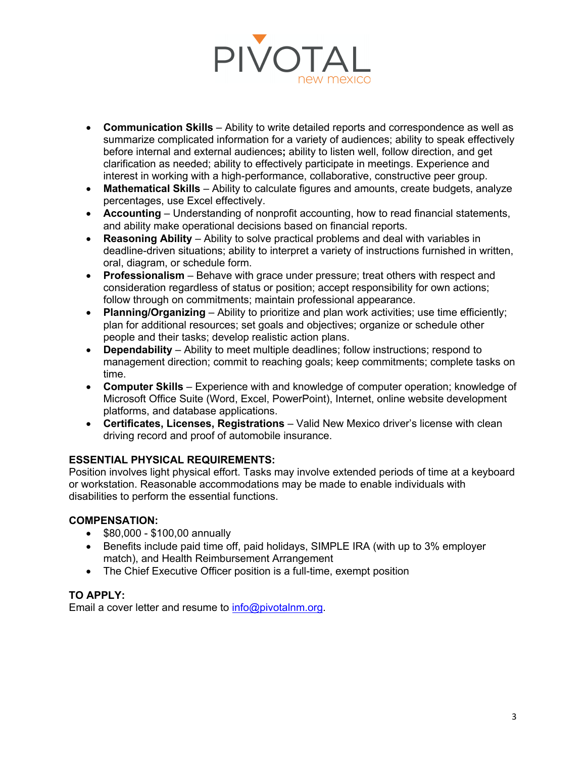- **Communication Skills** – Ability to write detailed reports and correspondence as well as summarize complicated information for a variety of audiences; ability to speak effectively before internal and external audiences**;** ability to listen well, follow direction, and get clarification as needed; ability to effectively participate in meetings. Experience and interest in working with a high-performance, collaborative, constructive peer group.
- **Mathematical Skills** – Ability to calculate figures and amounts, create budgets, analyze percentages, use Excel effectively.
- **Accounting** – Understanding of nonprofit accounting, how to read financial statements, and ability make operational decisions based on financial reports.
- **Reasoning Ability** – Ability to solve practical problems and deal with variables in deadline-driven situations; ability to interpret a variety of instructions furnished in written, oral, diagram, or schedule form.
- **Professionalism** – Behave with grace under pressure; treat others with respect and consideration regardless of status or position; accept responsibility for own actions; follow through on commitments; maintain professional appearance.
- **Planning/Organizing** – Ability to prioritize and plan work activities; use time efficiently; plan for additional resources; set goals and objectives; organize or schedule other people and their tasks; develop realistic action plans.
- **Dependability** – Ability to meet multiple deadlines; follow instructions; respond to management direction; commit to reaching goals; keep commitments; complete tasks on time.
- **Computer Skills** – Experience with and knowledge of computer operation; knowledge of Microsoft Office Suite (Word, Excel, PowerPoint), Internet, online website development platforms, and database applications.
- **Certificates, Licenses, Registrations** – Valid New Mexico driver's license with clean driving record and proof of automobile insurance.

**ESSENTIAL PHYSICAL REQUIREMENTS:**
Position involves light physical effort. Tasks may involve extended periods of time at a keyboard or workstation. Reasonable accommodations may be made to enable individuals with disabilities to perform the essential functions.

**COMPENSATION:**

- $80,000 - $100,00 annually
- Benefits include paid time off, paid holidays, SIMPLE IRA (with up to 3% employer match), and Health Reimbursement Arrangement
- The Chief Executive Officer position is a full-time, exempt position

**TO APPLY:**
Email a cover letter and resume to info@pivotalnm.org.